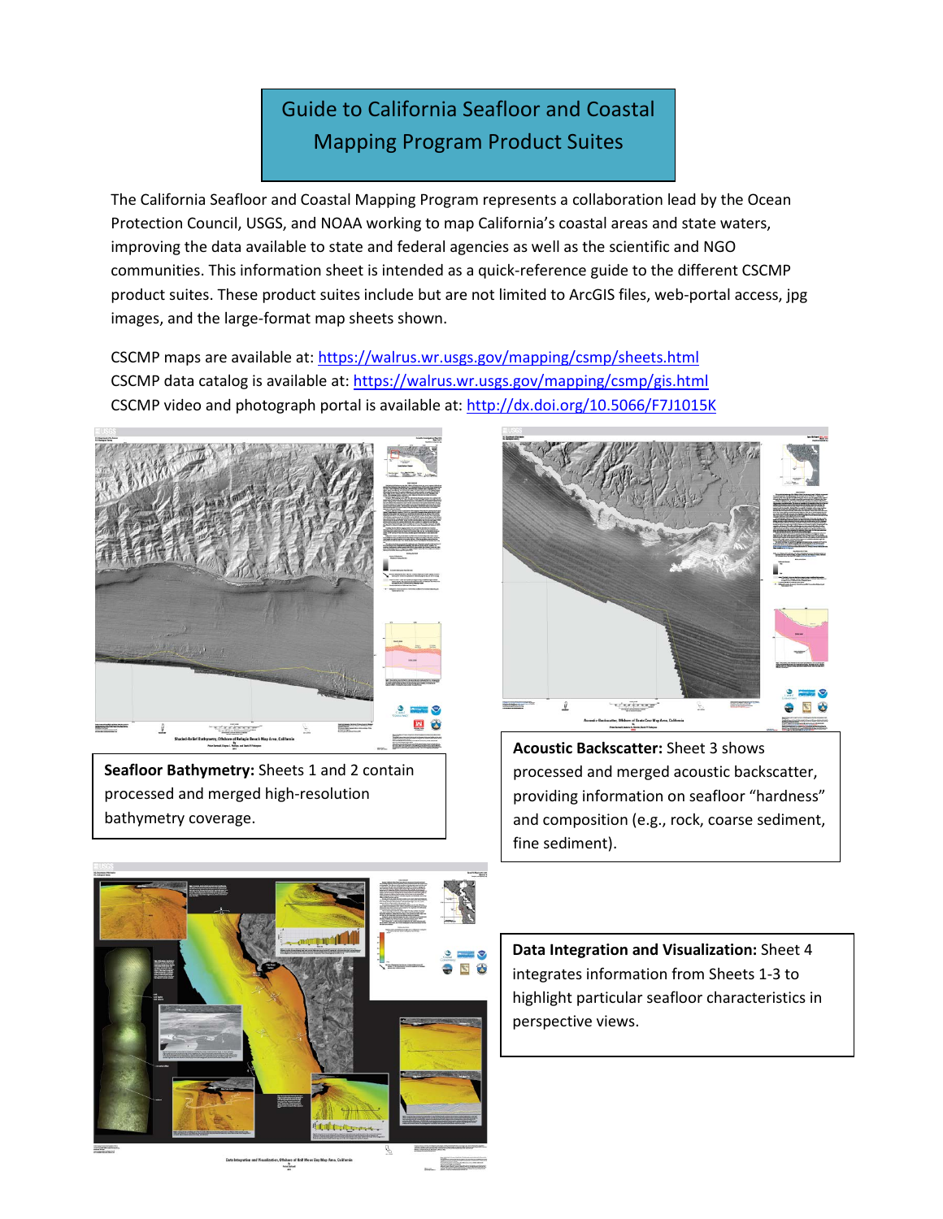# Guide to California Seafloor and Coastal Mapping Program Product Suites

The California Seafloor and Coastal Mapping Program represents a collaboration lead by the Ocean Protection Council, USGS, and NOAA working to map California's coastal areas and state waters, improving the data available to state and federal agencies as well as the scientific and NGO communities. This information sheet is intended as a quick-reference guide to the different CSCMP product suites. These product suites include but are not limited to ArcGIS files, web-portal access, jpg images, and the large-format map sheets shown.

CSCMP maps are available at: https://walrus.wr.usgs.gov/mapping/csmp/sheets.html
CSCMP data catalog is available at: https://walrus.wr.usgs.gov/mapping/csmp/gis.html
CSCMP video and photograph portal is available at: http://dx.doi.org/10.5066/F7J1015K

**Seafloor Bathymetry:** Sheets 1 and 2 contain processed and merged high-resolution bathymetry coverage.

**Acoustic Backscatter:** Sheet 3 shows processed and merged acoustic backscatter, providing information on seafloor "hardness" and composition (e.g., rock, coarse sediment, fine sediment).

**Data Integration and Visualization:** Sheet 4 integrates information from Sheets 1-3 to highlight particular seafloor characteristics in perspective views.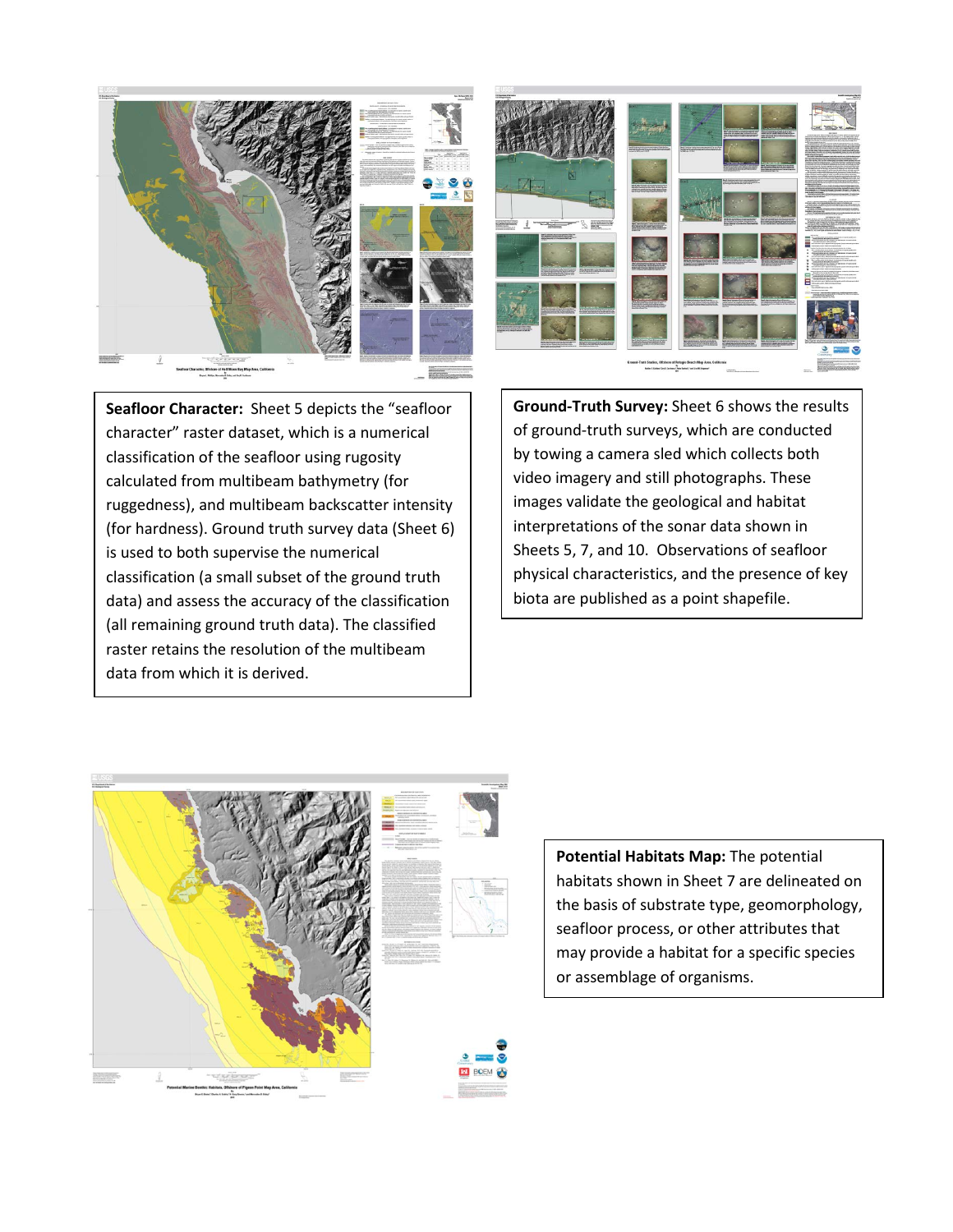**Seafloor Character:** Sheet 5 depicts the "seafloor character" raster dataset, which is a numerical classification of the seafloor using rugosity calculated from multibeam bathymetry (for ruggedness), and multibeam backscatter intensity (for hardness). Ground truth survey data (Sheet 6) is used to both supervise the numerical classification (a small subset of the ground truth data) and assess the accuracy of the classification (all remaining ground truth data). The classified raster retains the resolution of the multibeam data from which it is derived.

**Ground-Truth Survey:** Sheet 6 shows the results of ground-truth surveys, which are conducted by towing a camera sled which collects both video imagery and still photographs. These images validate the geological and habitat interpretations of the sonar data shown in Sheets 5, 7, and 10. Observations of seafloor physical characteristics, and the presence of key biota are published as a point shapefile.

**Potential Habitats Map:** The potential habitats shown in Sheet 7 are delineated on the basis of substrate type, geomorphology, seafloor process, or other attributes that may provide a habitat for a specific species or assemblage of organisms.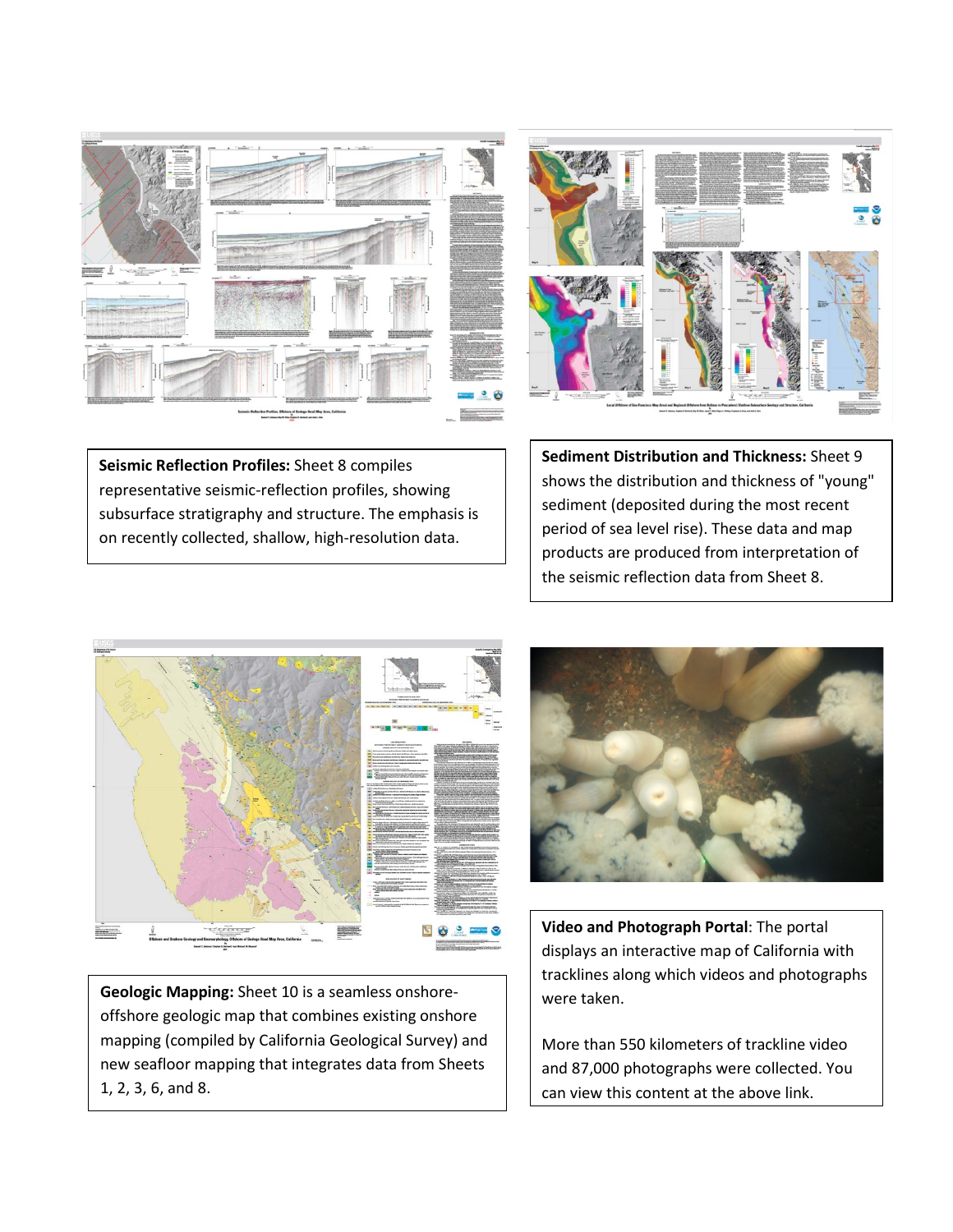**Seismic Reflection Profiles:** Sheet 8 compiles representative seismic-reflection profiles, showing subsurface stratigraphy and structure. The emphasis is on recently collected, shallow, high-resolution data.

**Sediment Distribution and Thickness:** Sheet 9 shows the distribution and thickness of "young" sediment (deposited during the most recent period of sea level rise). These data and map products are produced from interpretation of the seismic reflection data from Sheet 8.

**Geologic Mapping:** Sheet 10 is a seamless onshore-offshore geologic map that combines existing onshore mapping (compiled by California Geological Survey) and new seafloor mapping that integrates data from Sheets 1, 2, 3, 6, and 8.

**Video and Photograph Portal**: The portal displays an interactive map of California with tracklines along which videos and photographs were taken.

More than 550 kilometers of trackline video and 87,000 photographs were collected. You can view this content at the above link.